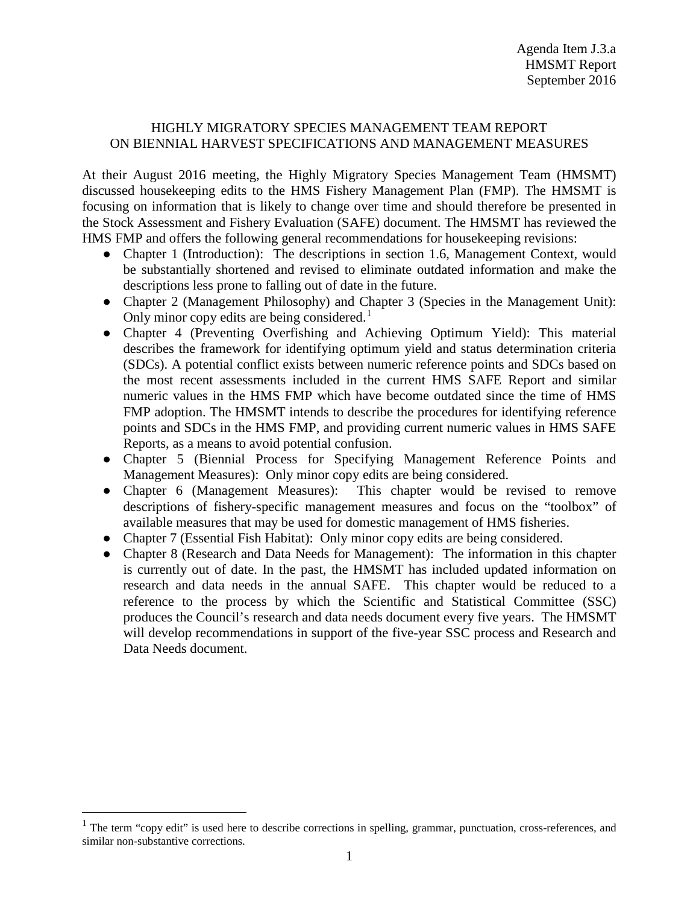Agenda Item J.3.a
HMSMT Report
September 2016

# HIGHLY MIGRATORY SPECIES MANAGEMENT TEAM REPORT ON BIENNIAL HARVEST SPECIFICATIONS AND MANAGEMENT MEASURES

At their August 2016 meeting, the Highly Migratory Species Management Team (HMSMT) discussed housekeeping edits to the HMS Fishery Management Plan (FMP). The HMSMT is focusing on information that is likely to change over time and should therefore be presented in the Stock Assessment and Fishery Evaluation (SAFE) document. The HMSMT has reviewed the HMS FMP and offers the following general recommendations for housekeeping revisions:

- Chapter 1 (Introduction): The descriptions in section 1.6, Management Context, would be substantially shortened and revised to eliminate outdated information and make the descriptions less prone to falling out of date in the future.
- Chapter 2 (Management Philosophy) and Chapter 3 (Species in the Management Unit): Only minor copy edits are being considered.[1]
- Chapter 4 (Preventing Overfishing and Achieving Optimum Yield): This material describes the framework for identifying optimum yield and status determination criteria (SDCs). A potential conflict exists between numeric reference points and SDCs based on the most recent assessments included in the current HMS SAFE Report and similar numeric values in the HMS FMP which have become outdated since the time of HMS FMP adoption. The HMSMT intends to describe the procedures for identifying reference points and SDCs in the HMS FMP, and providing current numeric values in HMS SAFE Reports, as a means to avoid potential confusion.
- Chapter 5 (Biennial Process for Specifying Management Reference Points and Management Measures): Only minor copy edits are being considered.
- Chapter 6 (Management Measures): This chapter would be revised to remove descriptions of fishery-specific management measures and focus on the "toolbox" of available measures that may be used for domestic management of HMS fisheries.
- Chapter 7 (Essential Fish Habitat): Only minor copy edits are being considered.
- Chapter 8 (Research and Data Needs for Management): The information in this chapter is currently out of date. In the past, the HMSMT has included updated information on research and data needs in the annual SAFE. This chapter would be reduced to a reference to the process by which the Scientific and Statistical Committee (SSC) produces the Council's research and data needs document every five years. The HMSMT will develop recommendations in support of the five-year SSC process and Research and Data Needs document.

[1] The term "copy edit" is used here to describe corrections in spelling, grammar, punctuation, cross-references, and similar non-substantive corrections.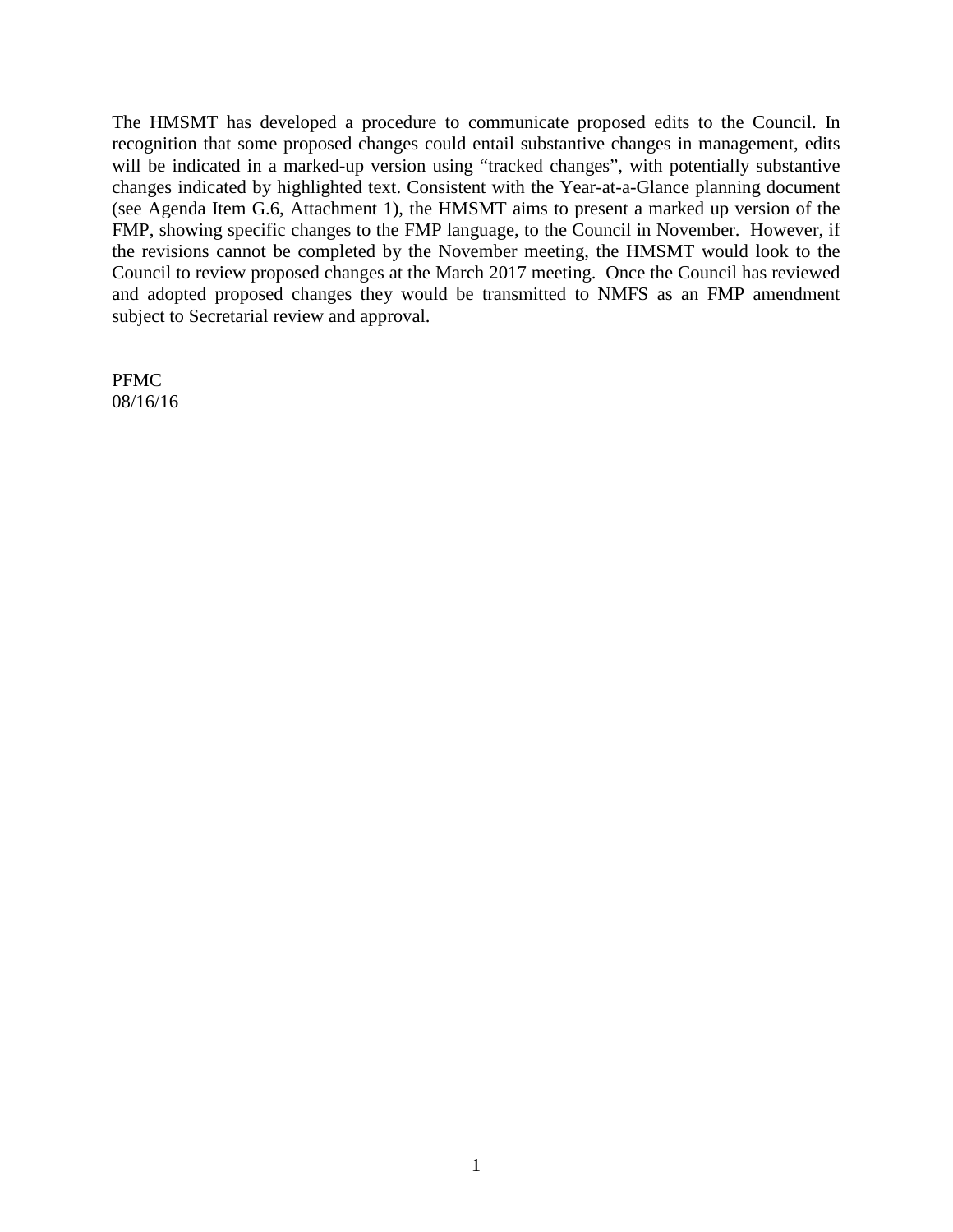The HMSMT has developed a procedure to communicate proposed edits to the Council. In recognition that some proposed changes could entail substantive changes in management, edits will be indicated in a marked-up version using "tracked changes", with potentially substantive changes indicated by highlighted text. Consistent with the Year-at-a-Glance planning document (see Agenda Item G.6, Attachment 1), the HMSMT aims to present a marked up version of the FMP, showing specific changes to the FMP language, to the Council in November. However, if the revisions cannot be completed by the November meeting, the HMSMT would look to the Council to review proposed changes at the March 2017 meeting. Once the Council has reviewed and adopted proposed changes they would be transmitted to NMFS as an FMP amendment subject to Secretarial review and approval.

PFMC
08/16/16